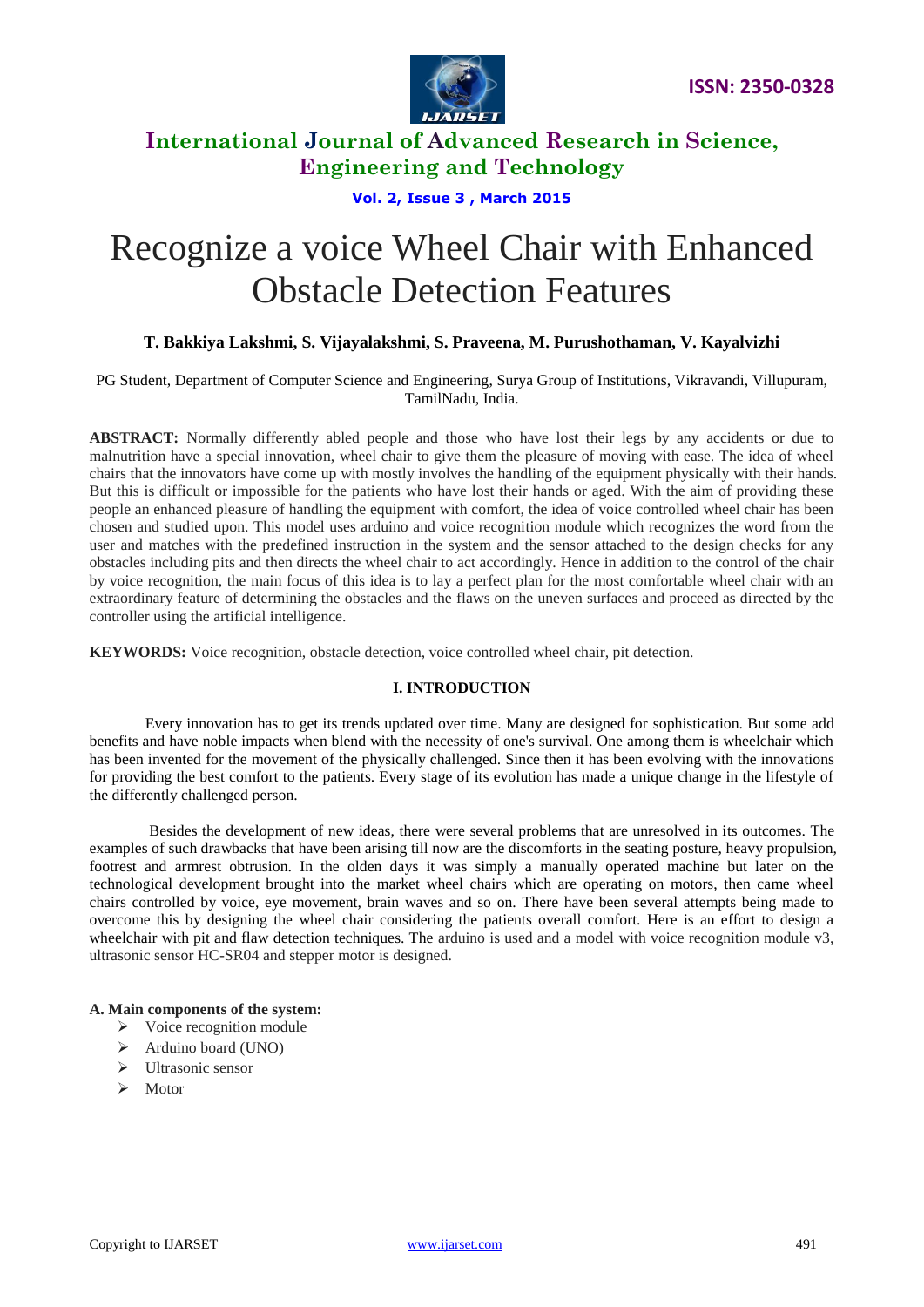# Recognize a voice Wheel Chair with Enhanced Obstacle Detection Features

**T. Bakkiya Lakshmi, S. Vijayalakshmi, S. Praveena, M. Purushothaman, V. Kayalvizhi**

PG Student, Department of Computer Science and Engineering, Surya Group of Institutions, Vikravandi, Villupuram, TamilNadu, India.

**ABSTRACT:** Normally differently abled people and those who have lost their legs by any accidents or due to malnutrition have a special innovation, wheel chair to give them the pleasure of moving with ease. The idea of wheel chairs that the innovators have come up with mostly involves the handling of the equipment physically with their hands. But this is difficult or impossible for the patients who have lost their hands or aged. With the aim of providing these people an enhanced pleasure of handling the equipment with comfort, the idea of voice controlled wheel chair has been chosen and studied upon. This model uses arduino and voice recognition module which recognizes the word from the user and matches with the predefined instruction in the system and the sensor attached to the design checks for any obstacles including pits and then directs the wheel chair to act accordingly. Hence in addition to the control of the chair by voice recognition, the main focus of this idea is to lay a perfect plan for the most comfortable wheel chair with an extraordinary feature of determining the obstacles and the flaws on the uneven surfaces and proceed as directed by the controller using the artificial intelligence.

**KEYWORDS:** Voice recognition, obstacle detection, voice controlled wheel chair, pit detection.

## I. INTRODUCTION

Every innovation has to get its trends updated over time. Many are designed for sophistication. But some add benefits and have noble impacts when blend with the necessity of one's survival. One among them is wheelchair which has been invented for the movement of the physically challenged. Since then it has been evolving with the innovations for providing the best comfort to the patients. Every stage of its evolution has made a unique change in the lifestyle of the differently challenged person.

Besides the development of new ideas, there were several problems that are unresolved in its outcomes. The examples of such drawbacks that have been arising till now are the discomforts in the seating posture, heavy propulsion, footrest and armrest obtrusion. In the olden days it was simply a manually operated machine but later on the technological development brought into the market wheel chairs which are operating on motors, then came wheel chairs controlled by voice, eye movement, brain waves and so on. There have been several attempts being made to overcome this by designing the wheel chair considering the patients overall comfort. Here is an effort to design a wheelchair with pit and flaw detection techniques. The arduino is used and a model with voice recognition module v3, ultrasonic sensor HC-SR04 and stepper motor is designed.

**A. Main components of the system:**

- Voice recognition module
- Arduino board (UNO)
- Ultrasonic sensor
- Motor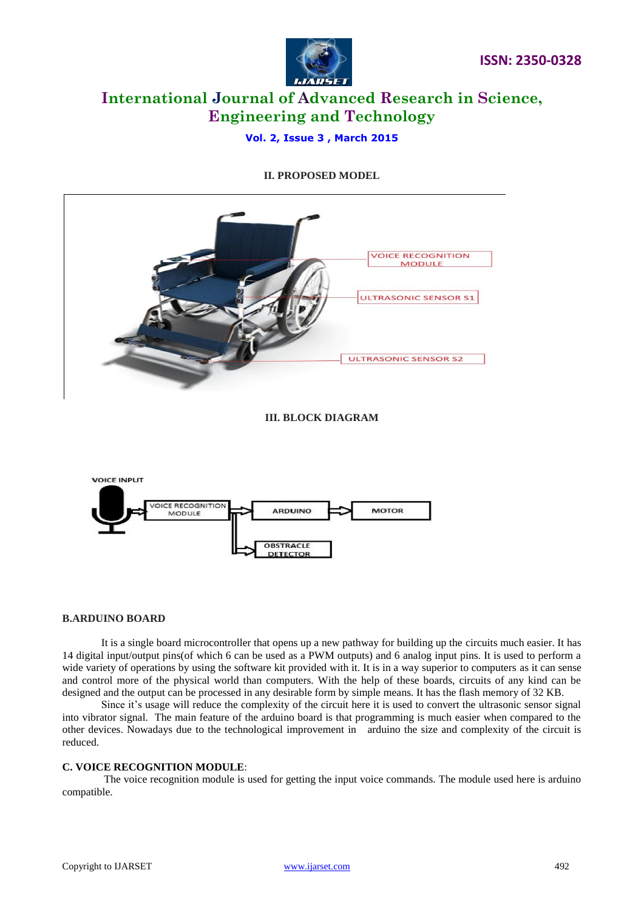## II. PROPOSED MODEL

VOICE RECOGNITION MODULE

ULTRASONIC SENSOR S1

ULTRASONIC SENSOR S2

## III. BLOCK DIAGRAM

VOICE INPUT

VOICE RECOGNITION MODULE

ARDUINO

MOTOR

OBSTRACLE DETECTOR

### B.ARDUINO BOARD

It is a single board microcontroller that opens up a new pathway for building up the circuits much easier. It has 14 digital input/output pins(of which 6 can be used as a PWM outputs) and 6 analog input pins. It is used to perform a wide variety of operations by using the software kit provided with it. It is in a way superior to computers as it can sense and control more of the physical world than computers. With the help of these boards, circuits of any kind can be designed and the output can be processed in any desirable form by simple means. It has the flash memory of 32 KB.

Since it's usage will reduce the complexity of the circuit here it is used to convert the ultrasonic sensor signal into vibrator signal. The main feature of the arduino board is that programming is much easier when compared to the other devices. Nowadays due to the technological improvement in arduino the size and complexity of the circuit is reduced.

### C. VOICE RECOGNITION MODULE:

The voice recognition module is used for getting the input voice commands. The module used here is arduino compatible.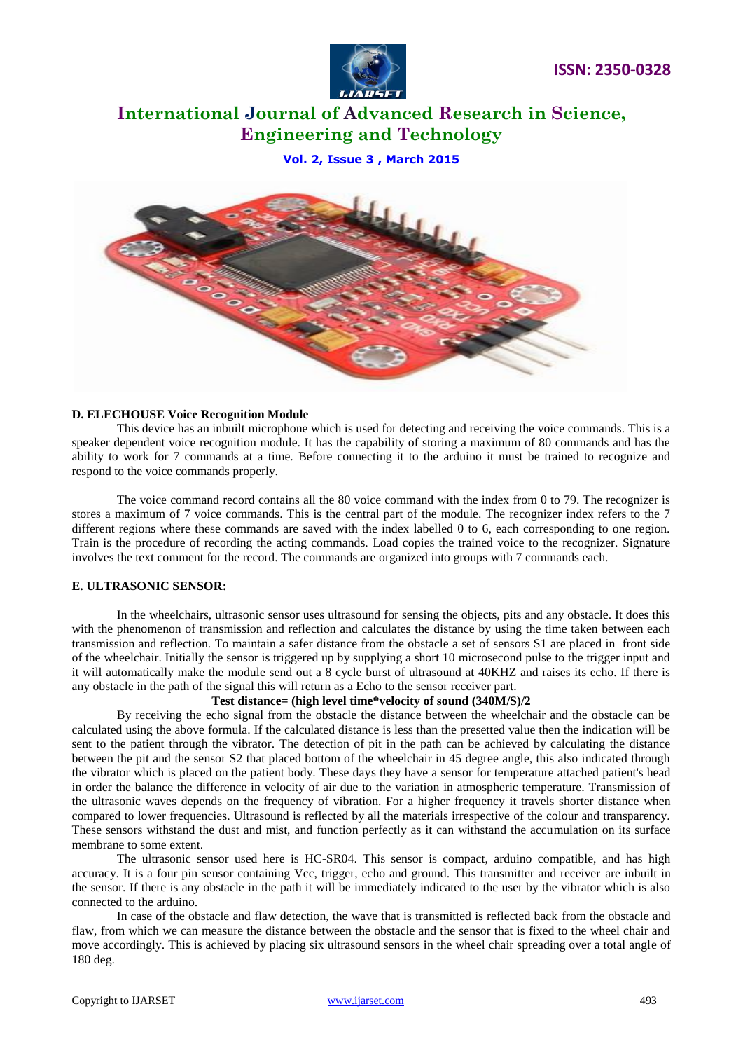**D. ELECHOUSE Voice Recognition Module**

This device has an inbuilt microphone which is used for detecting and receiving the voice commands. This is a speaker dependent voice recognition module. It has the capability of storing a maximum of 80 commands and has the ability to work for 7 commands at a time. Before connecting it to the arduino it must be trained to recognize and respond to the voice commands properly.

The voice command record contains all the 80 voice command with the index from 0 to 79. The recognizer is stores a maximum of 7 voice commands. This is the central part of the module. The recognizer index refers to the 7 different regions where these commands are saved with the index labelled 0 to 6, each corresponding to one region. Train is the procedure of recording the acting commands. Load copies the trained voice to the recognizer. Signature involves the text comment for the record. The commands are organized into groups with 7 commands each.

**E. ULTRASONIC SENSOR:**

In the wheelchairs, ultrasonic sensor uses ultrasound for sensing the objects, pits and any obstacle. It does this with the phenomenon of transmission and reflection and calculates the distance by using the time taken between each transmission and reflection. To maintain a safer distance from the obstacle a set of sensors S1 are placed in front side of the wheelchair. Initially the sensor is triggered up by supplying a short 10 microsecond pulse to the trigger input and it will automatically make the module send out a 8 cycle burst of ultrasound at 40KHZ and raises its echo. If there is any obstacle in the path of the signal this will return as a Echo to the sensor receiver part.

**Test distance= (high level time*velocity of sound (340M/S)/2**

By receiving the echo signal from the obstacle the distance between the wheelchair and the obstacle can be calculated using the above formula. If the calculated distance is less than the presetted value then the indication will be sent to the patient through the vibrator. The detection of pit in the path can be achieved by calculating the distance between the pit and the sensor S2 that placed bottom of the wheelchair in 45 degree angle, this also indicated through the vibrator which is placed on the patient body. These days they have a sensor for temperature attached patient's head in order the balance the difference in velocity of air due to the variation in atmospheric temperature. Transmission of the ultrasonic waves depends on the frequency of vibration. For a higher frequency it travels shorter distance when compared to lower frequencies. Ultrasound is reflected by all the materials irrespective of the colour and transparency. These sensors withstand the dust and mist, and function perfectly as it can withstand the accumulation on its surface membrane to some extent.

The ultrasonic sensor used here is HC-SR04. This sensor is compact, arduino compatible, and has high accuracy. It is a four pin sensor containing Vcc, trigger, echo and ground. This transmitter and receiver are inbuilt in the sensor. If there is any obstacle in the path it will be immediately indicated to the user by the vibrator which is also connected to the arduino.

In case of the obstacle and flaw detection, the wave that is transmitted is reflected back from the obstacle and flaw, from which we can measure the distance between the obstacle and the sensor that is fixed to the wheel chair and move accordingly. This is achieved by placing six ultrasound sensors in the wheel chair spreading over a total angle of 180 deg.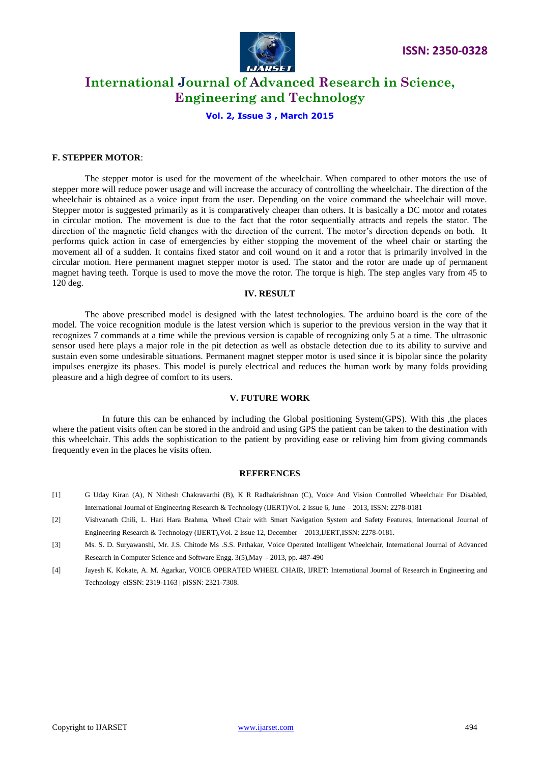### F. STEPPER MOTOR:

The stepper motor is used for the movement of the wheelchair. When compared to other motors the use of stepper more will reduce power usage and will increase the accuracy of controlling the wheelchair. The direction of the wheelchair is obtained as a voice input from the user. Depending on the voice command the wheelchair will move. Stepper motor is suggested primarily as it is comparatively cheaper than others. It is basically a DC motor and rotates in circular motion. The movement is due to the fact that the rotor sequentially attracts and repels the stator. The direction of the magnetic field changes with the direction of the current. The motor's direction depends on both. It performs quick action in case of emergencies by either stopping the movement of the wheel chair or starting the movement all of a sudden. It contains fixed stator and coil wound on it and a rotor that is primarily involved in the circular motion. Here permanent magnet stepper motor is used. The stator and the rotor are made up of permanent magnet having teeth. Torque is used to move the move the rotor. The torque is high. The step angles vary from 45 to 120 deg.

## IV. RESULT

The above prescribed model is designed with the latest technologies. The arduino board is the core of the model. The voice recognition module is the latest version which is superior to the previous version in the way that it recognizes 7 commands at a time while the previous version is capable of recognizing only 5 at a time. The ultrasonic sensor used here plays a major role in the pit detection as well as obstacle detection due to its ability to survive and sustain even some undesirable situations. Permanent magnet stepper motor is used since it is bipolar since the polarity impulses energize its phases. This model is purely electrical and reduces the human work by many folds providing pleasure and a high degree of comfort to its users.

## V. FUTURE WORK

In future this can be enhanced by including the Global positioning System(GPS). With this ,the places where the patient visits often can be stored in the android and using GPS the patient can be taken to the destination with this wheelchair. This adds the sophistication to the patient by providing ease or reliving him from giving commands frequently even in the places he visits often.

## REFERENCES

[1] G Uday Kiran (A), N Nithesh Chakravarthi (B), K R Radhakrishnan (C), Voice And Vision Controlled Wheelchair For Disabled, International Journal of Engineering Research & Technology (IJERT)Vol. 2 Issue 6, June – 2013, ISSN: 2278-0181

[2] Vishvanath Chili, L. Hari Hara Brahma, Wheel Chair with Smart Navigation System and Safety Features, International Journal of Engineering Research & Technology (IJERT),Vol. 2 Issue 12, December – 2013,IJERT,ISSN: 2278-0181.

[3] Ms. S. D. Suryawanshi, Mr. J.S. Chitode Ms .S.S. Pethakar, Voice Operated Intelligent Wheelchair, International Journal of Advanced Research in Computer Science and Software Engg. 3(5),May - 2013, pp. 487-490

[4] Jayesh K. Kokate, A. M. Agarkar, VOICE OPERATED WHEEL CHAIR, IJRET: International Journal of Research in Engineering and Technology eISSN: 2319-1163 | pISSN: 2321-7308.